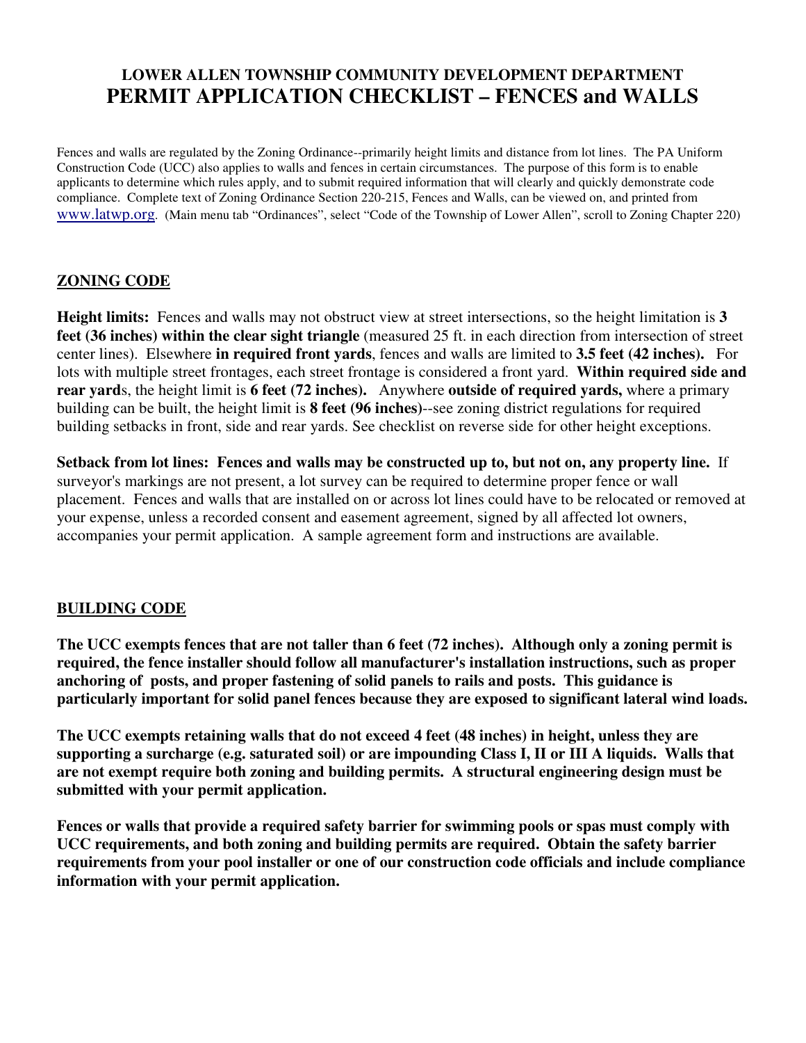# LOWER ALLEN TOWNSHIP COMMUNITY DEVELOPMENT DEPARTMENT
# PERMIT APPLICATION CHECKLIST – FENCES and WALLS

Fences and walls are regulated by the Zoning Ordinance--primarily height limits and distance from lot lines. The PA Uniform Construction Code (UCC) also applies to walls and fences in certain circumstances. The purpose of this form is to enable applicants to determine which rules apply, and to submit required information that will clearly and quickly demonstrate code compliance. Complete text of Zoning Ordinance Section 220-215, Fences and Walls, can be viewed on, and printed from www.latwp.org. (Main menu tab "Ordinances", select "Code of the Township of Lower Allen", scroll to Zoning Chapter 220)

## ZONING CODE

**Height limits:** Fences and walls may not obstruct view at street intersections, so the height limitation is **3 feet (36 inches) within the clear sight triangle** (measured 25 ft. in each direction from intersection of street center lines). Elsewhere **in required front yards**, fences and walls are limited to **3.5 feet (42 inches).** For lots with multiple street frontages, each street frontage is considered a front yard. **Within required side and rear yard**s, the height limit is **6 feet (72 inches).** Anywhere **outside of required yards,** where a primary building can be built, the height limit is **8 feet (96 inches)**--see zoning district regulations for required building setbacks in front, side and rear yards. See checklist on reverse side for other height exceptions.

**Setback from lot lines: Fences and walls may be constructed up to, but not on, any property line.** If surveyor's markings are not present, a lot survey can be required to determine proper fence or wall placement. Fences and walls that are installed on or across lot lines could have to be relocated or removed at your expense, unless a recorded consent and easement agreement, signed by all affected lot owners, accompanies your permit application. A sample agreement form and instructions are available.

## BUILDING CODE

**The UCC exempts fences that are not taller than 6 feet (72 inches). Although only a zoning permit is required, the fence installer should follow all manufacturer's installation instructions, such as proper anchoring of posts, and proper fastening of solid panels to rails and posts. This guidance is particularly important for solid panel fences because they are exposed to significant lateral wind loads.**

**The UCC exempts retaining walls that do not exceed 4 feet (48 inches) in height, unless they are supporting a surcharge (e.g. saturated soil) or are impounding Class I, II or III A liquids. Walls that are not exempt require both zoning and building permits. A structural engineering design must be submitted with your permit application.**

**Fences or walls that provide a required safety barrier for swimming pools or spas must comply with UCC requirements, and both zoning and building permits are required. Obtain the safety barrier requirements from your pool installer or one of our construction code officials and include compliance information with your permit application.**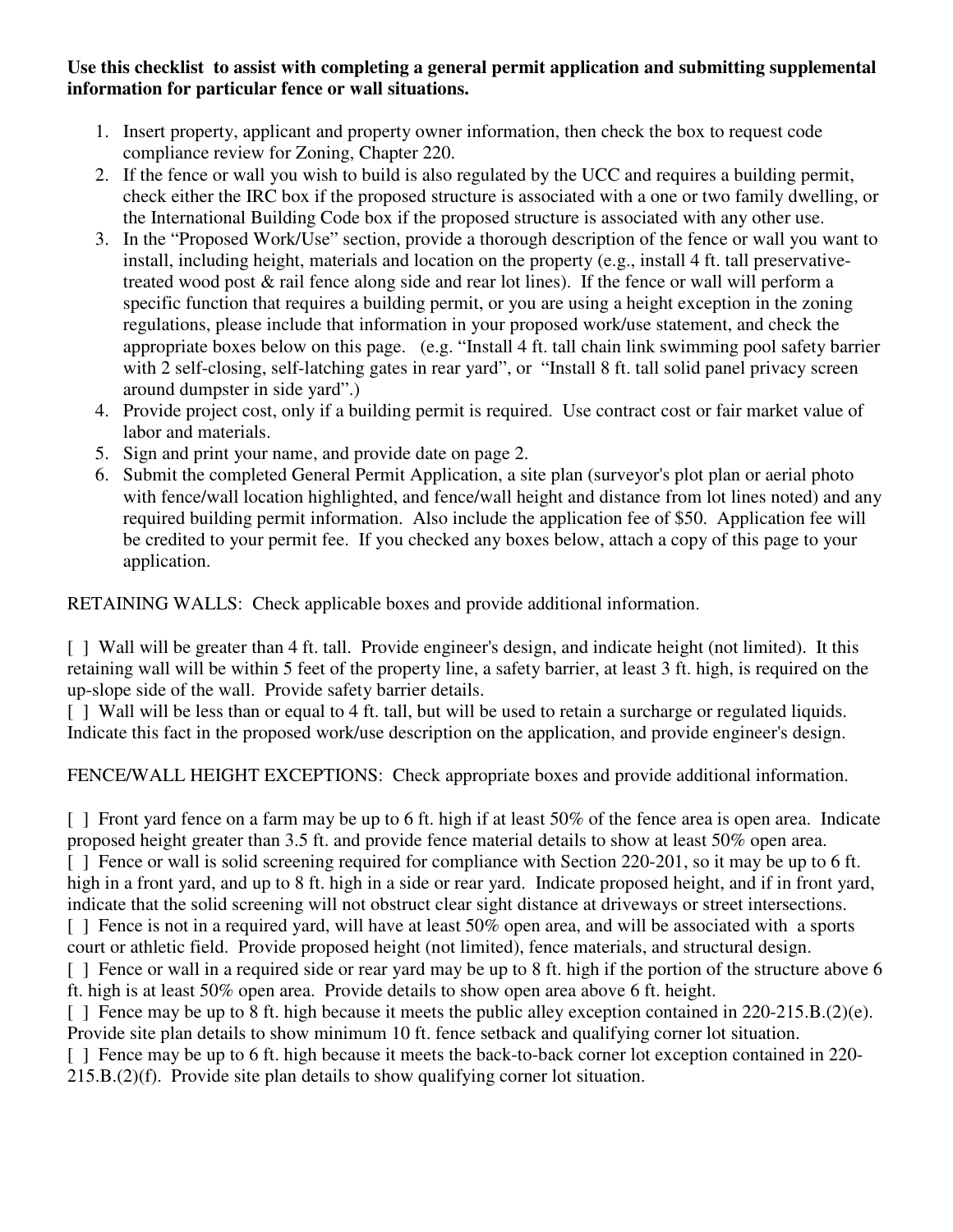**Use this checklist to assist with completing a general permit application and submitting supplemental information for particular fence or wall situations.**

1. Insert property, applicant and property owner information, then check the box to request code compliance review for Zoning, Chapter 220.
2. If the fence or wall you wish to build is also regulated by the UCC and requires a building permit, check either the IRC box if the proposed structure is associated with a one or two family dwelling, or the International Building Code box if the proposed structure is associated with any other use.
3. In the "Proposed Work/Use" section, provide a thorough description of the fence or wall you want to install, including height, materials and location on the property (e.g., install 4 ft. tall preservative-treated wood post & rail fence along side and rear lot lines). If the fence or wall will perform a specific function that requires a building permit, or you are using a height exception in the zoning regulations, please include that information in your proposed work/use statement, and check the appropriate boxes below on this page. (e.g. "Install 4 ft. tall chain link swimming pool safety barrier with 2 self-closing, self-latching gates in rear yard", or "Install 8 ft. tall solid panel privacy screen around dumpster in side yard".)
4. Provide project cost, only if a building permit is required. Use contract cost or fair market value of labor and materials.
5. Sign and print your name, and provide date on page 2.
6. Submit the completed General Permit Application, a site plan (surveyor's plot plan or aerial photo with fence/wall location highlighted, and fence/wall height and distance from lot lines noted) and any required building permit information. Also include the application fee of $50. Application fee will be credited to your permit fee. If you checked any boxes below, attach a copy of this page to your application.

RETAINING WALLS: Check applicable boxes and provide additional information.

[ ] Wall will be greater than 4 ft. tall. Provide engineer's design, and indicate height (not limited). It this retaining wall will be within 5 feet of the property line, a safety barrier, at least 3 ft. high, is required on the up-slope side of the wall. Provide safety barrier details.

[ ] Wall will be less than or equal to 4 ft. tall, but will be used to retain a surcharge or regulated liquids. Indicate this fact in the proposed work/use description on the application, and provide engineer's design.

FENCE/WALL HEIGHT EXCEPTIONS: Check appropriate boxes and provide additional information.

[ ] Front yard fence on a farm may be up to 6 ft. high if at least 50% of the fence area is open area. Indicate proposed height greater than 3.5 ft. and provide fence material details to show at least 50% open area.

[ ] Fence or wall is solid screening required for compliance with Section 220-201, so it may be up to 6 ft. high in a front yard, and up to 8 ft. high in a side or rear yard. Indicate proposed height, and if in front yard, indicate that the solid screening will not obstruct clear sight distance at driveways or street intersections.

[ ] Fence is not in a required yard, will have at least 50% open area, and will be associated with a sports court or athletic field. Provide proposed height (not limited), fence materials, and structural design.

[ ] Fence or wall in a required side or rear yard may be up to 8 ft. high if the portion of the structure above 6 ft. high is at least 50% open area. Provide details to show open area above 6 ft. height.

[ ] Fence may be up to 8 ft. high because it meets the public alley exception contained in 220-215.B.(2)(e). Provide site plan details to show minimum 10 ft. fence setback and qualifying corner lot situation.

[ ] Fence may be up to 6 ft. high because it meets the back-to-back corner lot exception contained in 220-215.B.(2)(f). Provide site plan details to show qualifying corner lot situation.